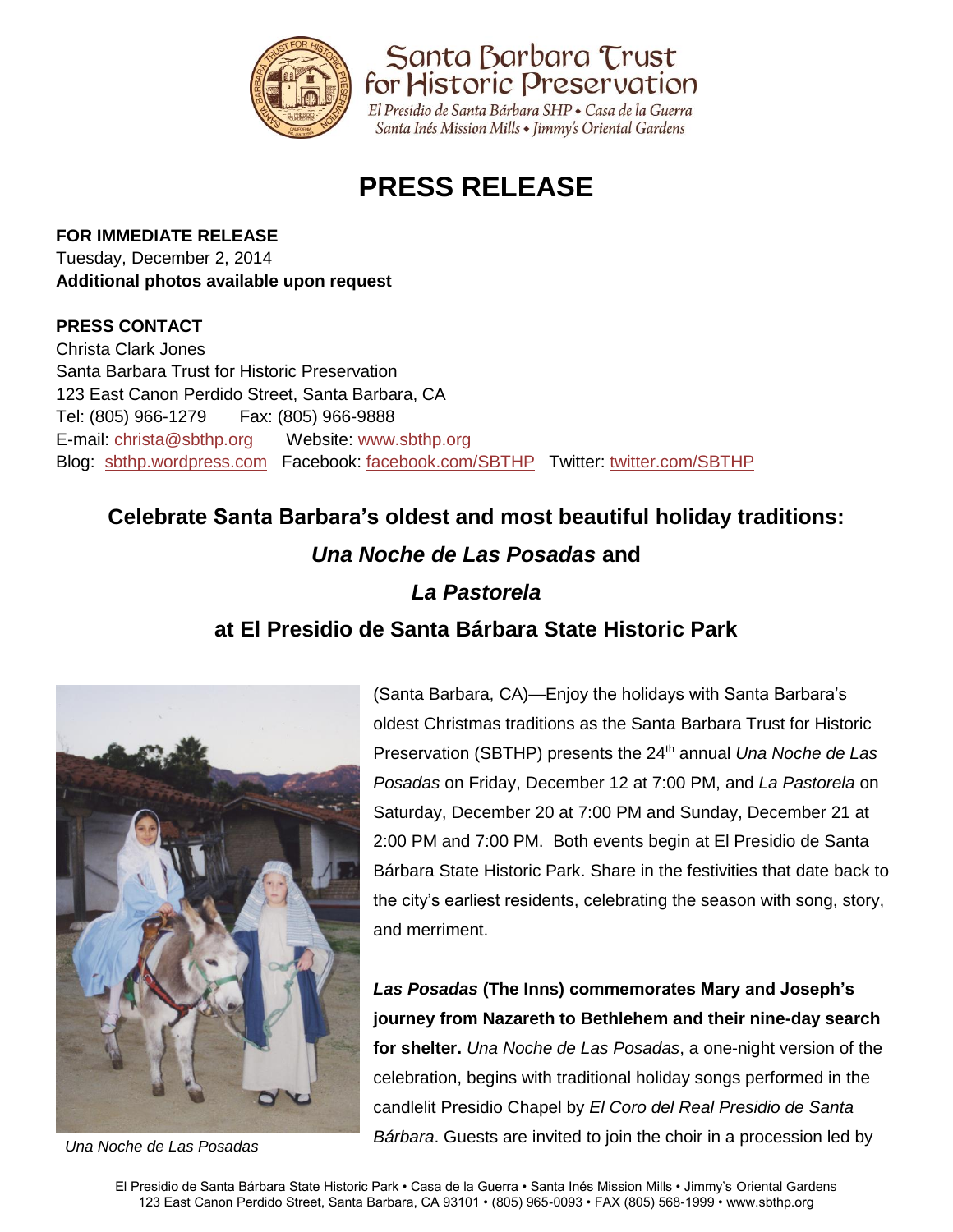Santa Barbara Trust for Historic Preservation

*El Presidio de Santa Bárbara SHP • Casa de la Guerra*
*Santa Inés Mission Mills • Jimmy's Oriental Gardens*

# PRESS RELEASE

**FOR IMMEDIATE RELEASE**
Tuesday, December 2, 2014
**Additional photos available upon request**

**PRESS CONTACT**
Christa Clark Jones
Santa Barbara Trust for Historic Preservation
123 East Canon Perdido Street, Santa Barbara, CA
Tel: (805) 966-1279 Fax: (805) 966-9888
E-mail: christa@sbthp.org Website: www.sbthp.org
Blog: sbthp.wordpress.com Facebook: facebook.com/SBTHP Twitter: twitter.com/SBTHP

## Celebrate Santa Barbara's oldest and most beautiful holiday traditions: *Una Noche de Las Posadas* and *La Pastorela* at El Presidio de Santa Bárbara State Historic Park

*Una Noche de Las Posadas*

(Santa Barbara, CA)—Enjoy the holidays with Santa Barbara's oldest Christmas traditions as the Santa Barbara Trust for Historic Preservation (SBTHP) presents the 24th annual *Una Noche de Las Posadas* on Friday, December 12 at 7:00 PM, and *La Pastorela* on Saturday, December 20 at 7:00 PM and Sunday, December 21 at 2:00 PM and 7:00 PM. Both events begin at El Presidio de Santa Bárbara State Historic Park. Share in the festivities that date back to the city's earliest residents, celebrating the season with song, story, and merriment.

***Las Posadas* (The Inns) commemorates Mary and Joseph's journey from Nazareth to Bethlehem and their nine-day search for shelter.** *Una Noche de Las Posadas*, a one-night version of the celebration, begins with traditional holiday songs performed in the candlelit Presidio Chapel by *El Coro del Real Presidio de Santa Bárbara*. Guests are invited to join the choir in a procession led by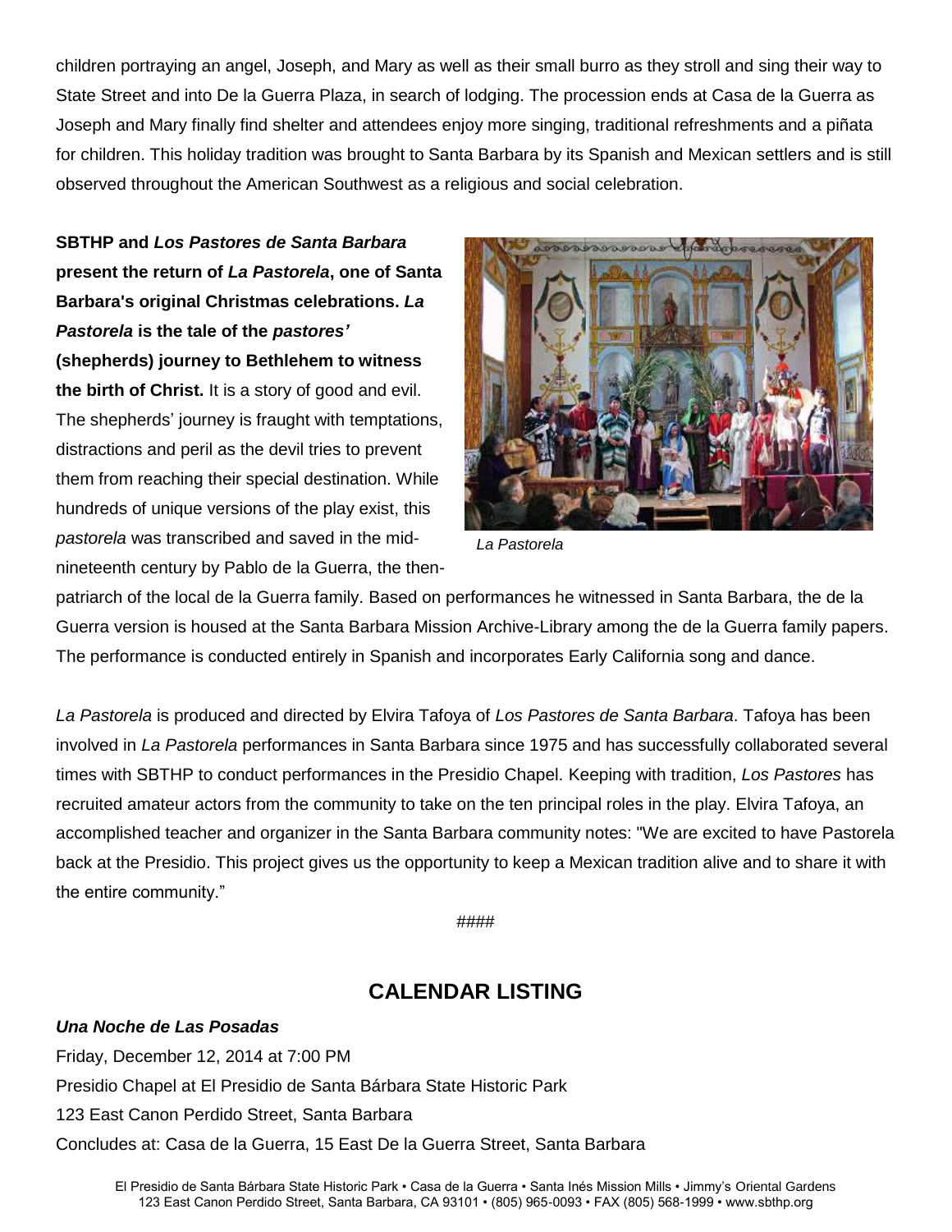children portraying an angel, Joseph, and Mary as well as their small burro as they stroll and sing their way to State Street and into De la Guerra Plaza, in search of lodging. The procession ends at Casa de la Guerra as Joseph and Mary finally find shelter and attendees enjoy more singing, traditional refreshments and a piñata for children. This holiday tradition was brought to Santa Barbara by its Spanish and Mexican settlers and is still observed throughout the American Southwest as a religious and social celebration.

**SBTHP and *Los Pastores de Santa Barbara* present the return of *La Pastorela*, one of Santa Barbara's original Christmas celebrations. *La Pastorela* is the tale of the *pastores'* (shepherds) journey to Bethlehem to witness the birth of Christ.** It is a story of good and evil. The shepherds' journey is fraught with temptations, distractions and peril as the devil tries to prevent them from reaching their special destination. While hundreds of unique versions of the play exist, this *pastorela* was transcribed and saved in the mid-nineteenth century by Pablo de la Guerra, the then-patriarch of the local de la Guerra family. Based on performances he witnessed in Santa Barbara, the de la Guerra version is housed at the Santa Barbara Mission Archive-Library among the de la Guerra family papers. The performance is conducted entirely in Spanish and incorporates Early California song and dance.

*La Pastorela*

*La Pastorela* is produced and directed by Elvira Tafoya of *Los Pastores de Santa Barbara*. Tafoya has been involved in *La Pastorela* performances in Santa Barbara since 1975 and has successfully collaborated several times with SBTHP to conduct performances in the Presidio Chapel. Keeping with tradition, *Los Pastores* has recruited amateur actors from the community to take on the ten principal roles in the play. Elvira Tafoya, an accomplished teacher and organizer in the Santa Barbara community notes: "We are excited to have Pastorela back at the Presidio. This project gives us the opportunity to keep a Mexican tradition alive and to share it with the entire community."

####

## CALENDAR LISTING

***Una Noche de Las Posadas***

Friday, December 12, 2014 at 7:00 PM

Presidio Chapel at El Presidio de Santa Bárbara State Historic Park

123 East Canon Perdido Street, Santa Barbara

Concludes at: Casa de la Guerra, 15 East De la Guerra Street, Santa Barbara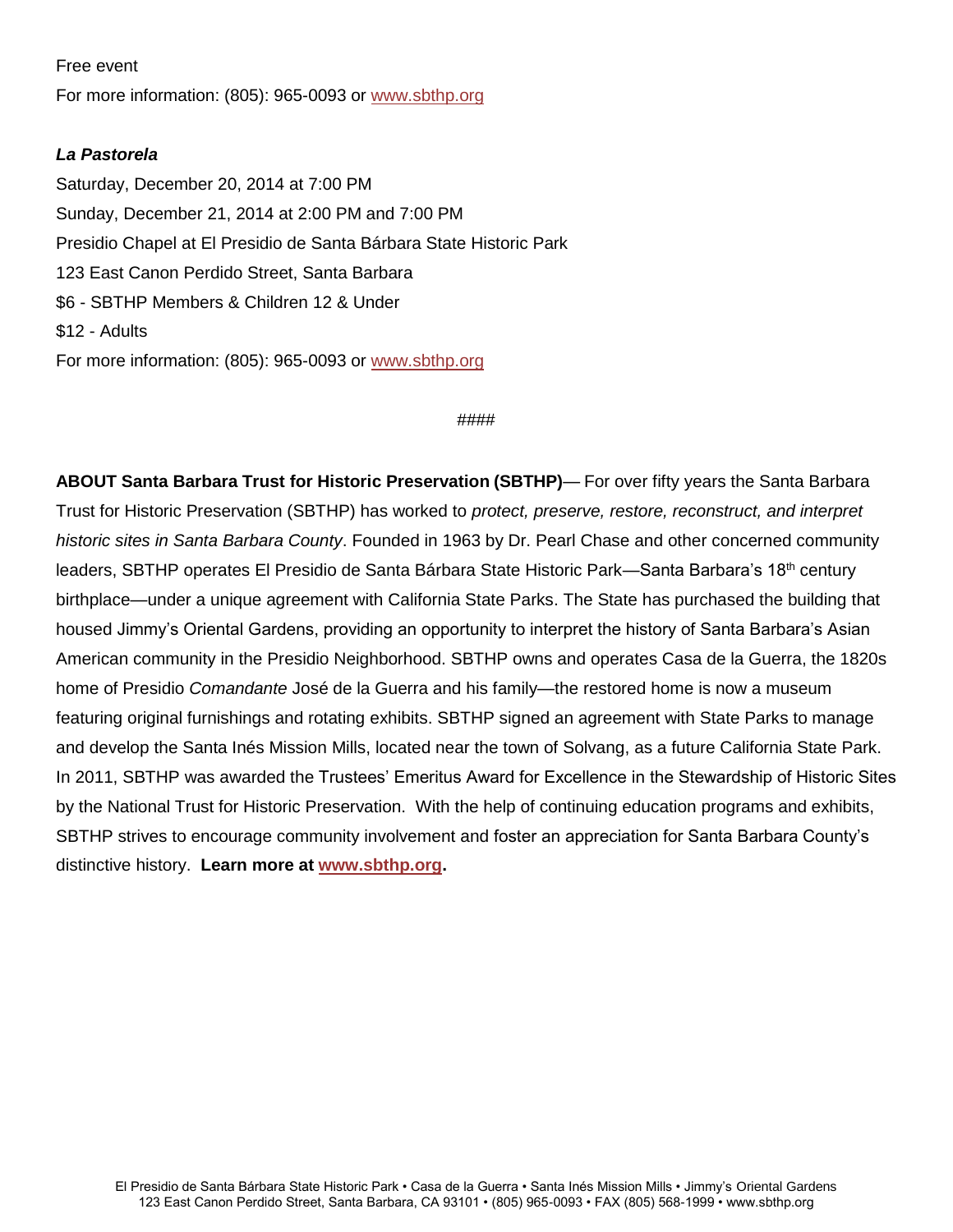Free event

For more information: (805): 965-0093 or www.sbthp.org

***La Pastorela***

Saturday, December 20, 2014 at 7:00 PM

Sunday, December 21, 2014 at 2:00 PM and 7:00 PM

Presidio Chapel at El Presidio de Santa Bárbara State Historic Park

123 East Canon Perdido Street, Santa Barbara

$6 - SBTHP Members & Children 12 & Under

$12 - Adults

For more information: (805): 965-0093 or www.sbthp.org

####

**ABOUT Santa Barbara Trust for Historic Preservation (SBTHP)**— For over fifty years the Santa Barbara Trust for Historic Preservation (SBTHP) has worked to *protect, preserve, restore, reconstruct, and interpret historic sites in Santa Barbara County*. Founded in 1963 by Dr. Pearl Chase and other concerned community leaders, SBTHP operates El Presidio de Santa Bárbara State Historic Park—Santa Barbara's 18th century birthplace—under a unique agreement with California State Parks. The State has purchased the building that housed Jimmy's Oriental Gardens, providing an opportunity to interpret the history of Santa Barbara's Asian American community in the Presidio Neighborhood. SBTHP owns and operates Casa de la Guerra, the 1820s home of Presidio *Comandante* José de la Guerra and his family—the restored home is now a museum featuring original furnishings and rotating exhibits. SBTHP signed an agreement with State Parks to manage and develop the Santa Inés Mission Mills, located near the town of Solvang, as a future California State Park. In 2011, SBTHP was awarded the Trustees' Emeritus Award for Excellence in the Stewardship of Historic Sites by the National Trust for Historic Preservation. With the help of continuing education programs and exhibits, SBTHP strives to encourage community involvement and foster an appreciation for Santa Barbara County's distinctive history. **Learn more at www.sbthp.org.**